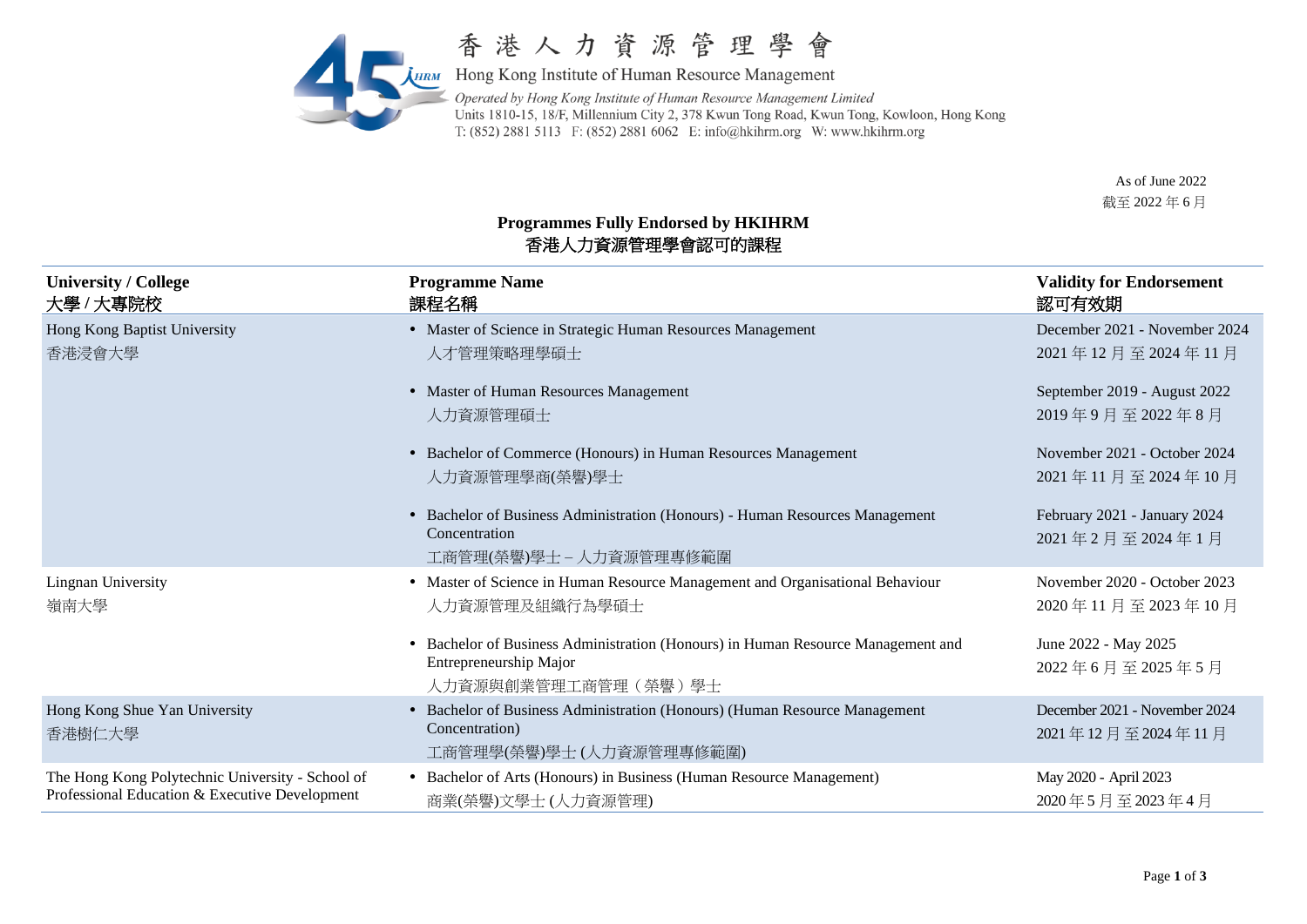香港人力資源管理學會

Hong Kong Institute of Human Resource Management

*Operated by Hong Kong Institute of Human Resource Management Limited*
Units 1810-15, 18/F, Millennium City 2, 378 Kwun Tong Road, Kwun Tong, Kowloon, Hong Kong
T: (852) 2881 5113 F: (852) 2881 6062 E: info@hkihrm.org W: www.hkihrm.org

As of June 2022
截至 2022 年 6 月

## Programmes Fully Endorsed by HKIHRM
## 香港人力資源管理學會認可的課程

| University / College<br>大學 / 大專院校 | Programme Name<br>課程名稱 | Validity for Endorsement<br>認可有效期 |
|---|---|---|
| Hong Kong Baptist University<br>香港浸會大學 | • Master of Science in Strategic Human Resources Management<br>人才管理策略理學碩士 | December 2021 - November 2024<br>2021 年 12 月 至 2024 年 11 月 |
| | • Master of Human Resources Management<br>人力資源管理碩士 | September 2019 - August 2022<br>2019 年 9 月 至 2022 年 8 月 |
| | • Bachelor of Commerce (Honours) in Human Resources Management<br>人力資源管理學商(榮譽)學士 | November 2021 - October 2024<br>2021 年 11 月 至 2024 年 10 月 |
| | • Bachelor of Business Administration (Honours) - Human Resources Management Concentration<br>工商管理(榮譽)學士 – 人力資源管理專修範圍 | February 2021 - January 2024<br>2021 年 2 月 至 2024 年 1 月 |
| Lingnan University<br>嶺南大學 | • Master of Science in Human Resource Management and Organisational Behaviour<br>人力資源管理及組織行為學碩士 | November 2020 - October 2023<br>2020 年 11 月 至 2023 年 10 月 |
| | • Bachelor of Business Administration (Honours) in Human Resource Management and Entrepreneurship Major<br>人力資源與創業管理工商管理（榮譽）學士 | June 2022 - May 2025<br>2022 年 6 月 至 2025 年 5 月 |
| Hong Kong Shue Yan University<br>香港樹仁大學 | • Bachelor of Business Administration (Honours) (Human Resource Management Concentration)<br>工商管理學(榮譽)學士 (人力資源管理專修範圍) | December 2021 - November 2024<br>2021 年 12 月 至 2024 年 11 月 |
| The Hong Kong Polytechnic University - School of Professional Education & Executive Development | • Bachelor of Arts (Honours) in Business (Human Resource Management)<br>商業(榮譽)文學士 (人力資源管理) | May 2020 - April 2023<br>2020 年 5 月 至 2023 年 4 月 |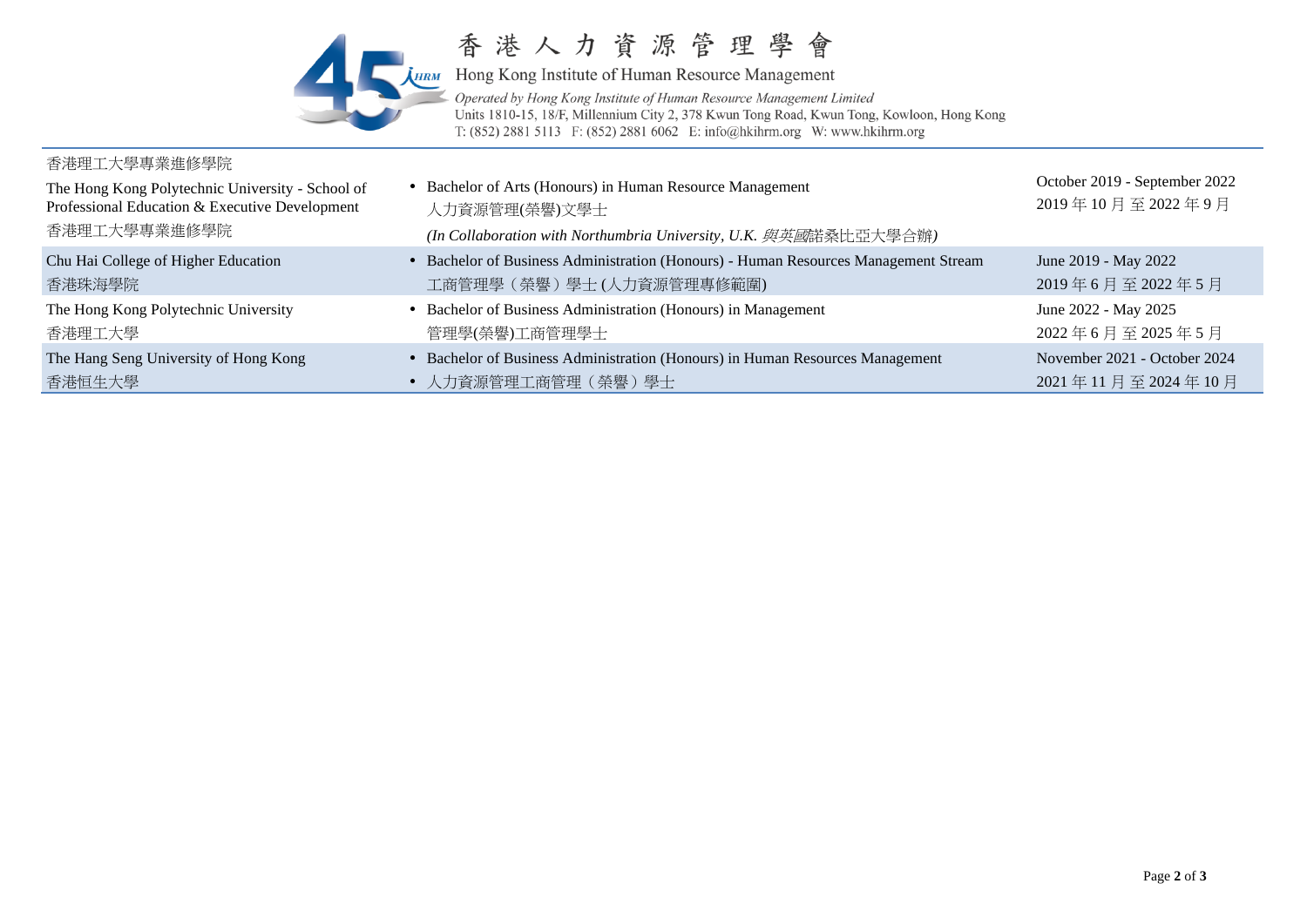# 香港人力資源管理學會

Hong Kong Institute of Human Resource Management

*Operated by Hong Kong Institute of Human Resource Management Limited*
Units 1810-15, 18/F, Millennium City 2, 378 Kwun Tong Road, Kwun Tong, Kowloon, Hong Kong
T: (852) 2881 5113 F: (852) 2881 6062 E: info@hkihrm.org W: www.hkihrm.org

| | | |
|---|---|---|
| 香港理工大學專業進修學院<br>The Hong Kong Polytechnic University - School of Professional Education & Executive Development<br>香港理工大學專業進修學院 | • Bachelor of Arts (Honours) in Human Resource Management<br>人力資源管理(榮譽)文學士<br>*(In Collaboration with Northumbria University, U.K. 與英國諾桑比亞大學合辦)* | October 2019 - September 2022<br>2019 年 10 月 至 2022 年 9 月 |
| Chu Hai College of Higher Education<br>香港珠海學院 | • Bachelor of Business Administration (Honours) - Human Resources Management Stream<br>工商管理學（榮譽）學士 (人力資源管理專修範圍) | June 2019 - May 2022<br>2019 年 6 月 至 2022 年 5 月 |
| The Hong Kong Polytechnic University<br>香港理工大學 | • Bachelor of Business Administration (Honours) in Management<br>管理學(榮譽)工商管理學士 | June 2022 - May 2025<br>2022 年 6 月 至 2025 年 5 月 |
| The Hang Seng University of Hong Kong<br>香港恒生大學 | • Bachelor of Business Administration (Honours) in Human Resources Management<br>• 人力資源管理工商管理（榮譽）學士 | November 2021 - October 2024<br>2021 年 11 月 至 2024 年 10 月 |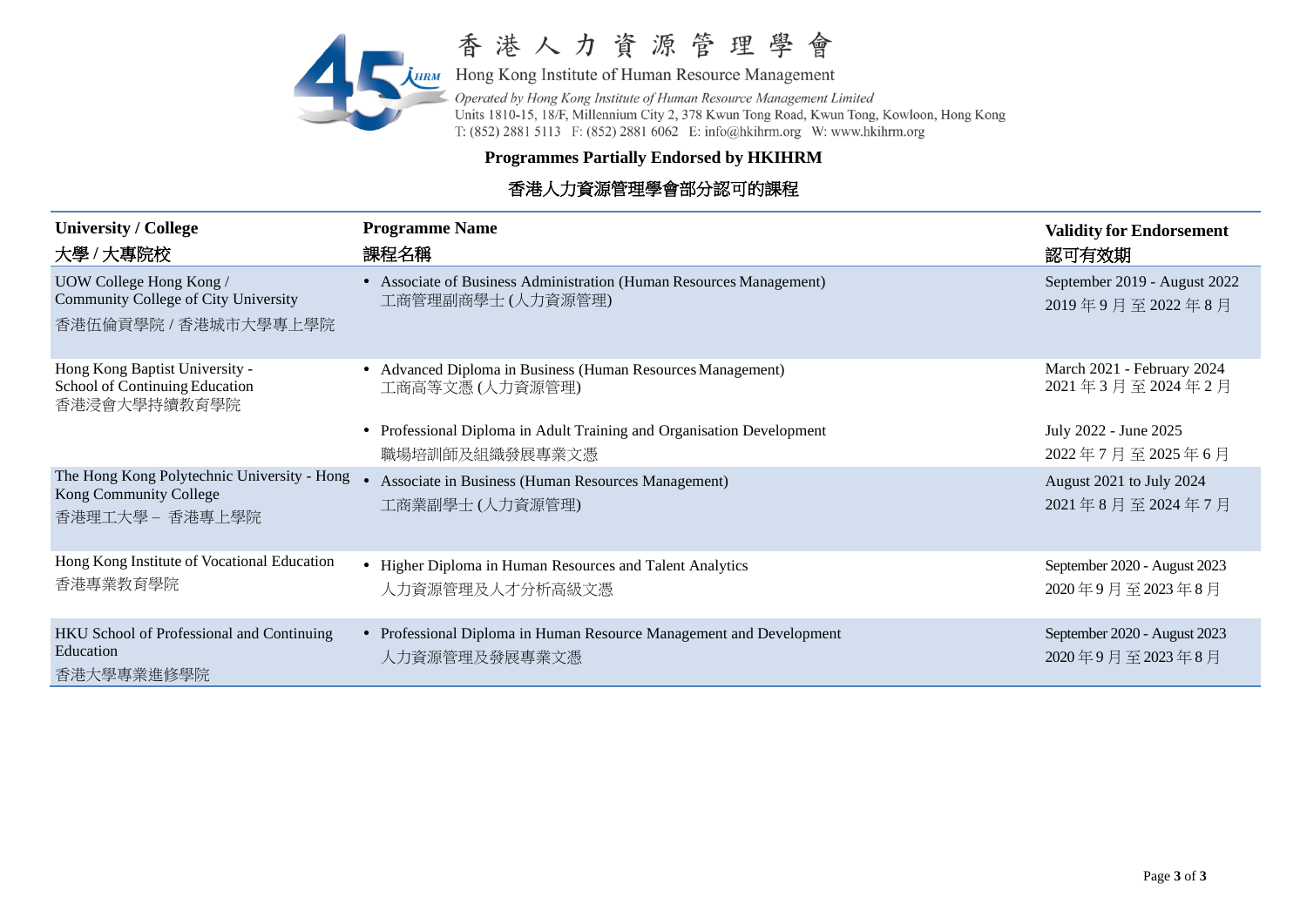香港人力資源管理學會

Hong Kong Institute of Human Resource Management

*Operated by Hong Kong Institute of Human Resource Management Limited*
Units 1810-15, 18/F, Millennium City 2, 378 Kwun Tong Road, Kwun Tong, Kowloon, Hong Kong
T: (852) 2881 5113 F: (852) 2881 6062 E: info@hkihrm.org W: www.hkihrm.org

**Programmes Partially Endorsed by HKIHRM**

**香港人力資源管理學會部分認可的課程**

| **University / College**<br>**大學 / 大專院校** | **Programme Name**<br>**課程名稱** | **Validity for Endorsement**<br>**認可有效期** |
|---|---|---|
| UOW College Hong Kong / Community College of City University<br>香港伍倫貢學院 / 香港城市大學專上學院 | • Associate of Business Administration (Human Resources Management)<br>工商管理副商學士 (人力資源管理) | September 2019 - August 2022<br>2019 年 9 月 至 2022 年 8 月 |
| Hong Kong Baptist University - School of Continuing Education<br>香港浸會大學持續教育學院 | • Advanced Diploma in Business (Human Resources Management)<br>工商高等文憑 (人力資源管理) | March 2021 - February 2024<br>2021 年 3 月 至 2024 年 2 月 |
| | • Professional Diploma in Adult Training and Organisation Development<br>職場培訓師及組織發展專業文憑 | July 2022 - June 2025<br>2022 年 7 月 至 2025 年 6 月 |
| The Hong Kong Polytechnic University - Hong Kong Community College<br>香港理工大學 – 香港專上學院 | • Associate in Business (Human Resources Management)<br>工商業副學士 (人力資源管理) | August 2021 to July 2024<br>2021 年 8 月 至 2024 年 7 月 |
| Hong Kong Institute of Vocational Education<br>香港專業教育學院 | • Higher Diploma in Human Resources and Talent Analytics<br>人力資源管理及人才分析高級文憑 | September 2020 - August 2023<br>2020 年 9 月 至 2023 年 8 月 |
| HKU School of Professional and Continuing Education<br>香港大學專業進修學院 | • Professional Diploma in Human Resource Management and Development<br>人力資源管理及發展專業文憑 | September 2020 - August 2023<br>2020 年 9 月 至 2023 年 8 月 |